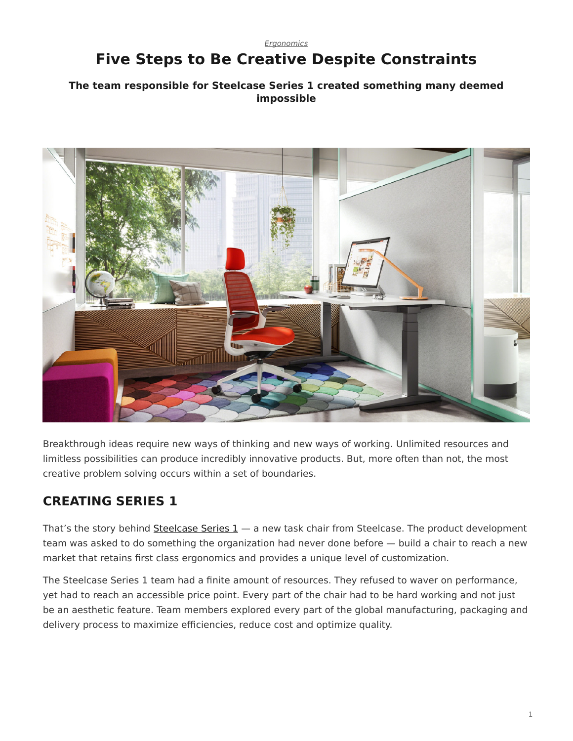*Ergonomics*

# Five Steps to Be Creative Despite Constraints

**The team responsible for Steelcase Series 1 created something many deemed impossible**

Breakthrough ideas require new ways of thinking and new ways of working. Unlimited resources and limitless possibilities can produce incredibly innovative products. But, more often than not, the most creative problem solving occurs within a set of boundaries.

## CREATING SERIES 1

That's the story behind Steelcase Series 1 — a new task chair from Steelcase. The product development team was asked to do something the organization had never done before — build a chair to reach a new market that retains first class ergonomics and provides a unique level of customization.

The Steelcase Series 1 team had a finite amount of resources. They refused to waver on performance, yet had to reach an accessible price point. Every part of the chair had to be hard working and not just be an aesthetic feature. Team members explored every part of the global manufacturing, packaging and delivery process to maximize efficiencies, reduce cost and optimize quality.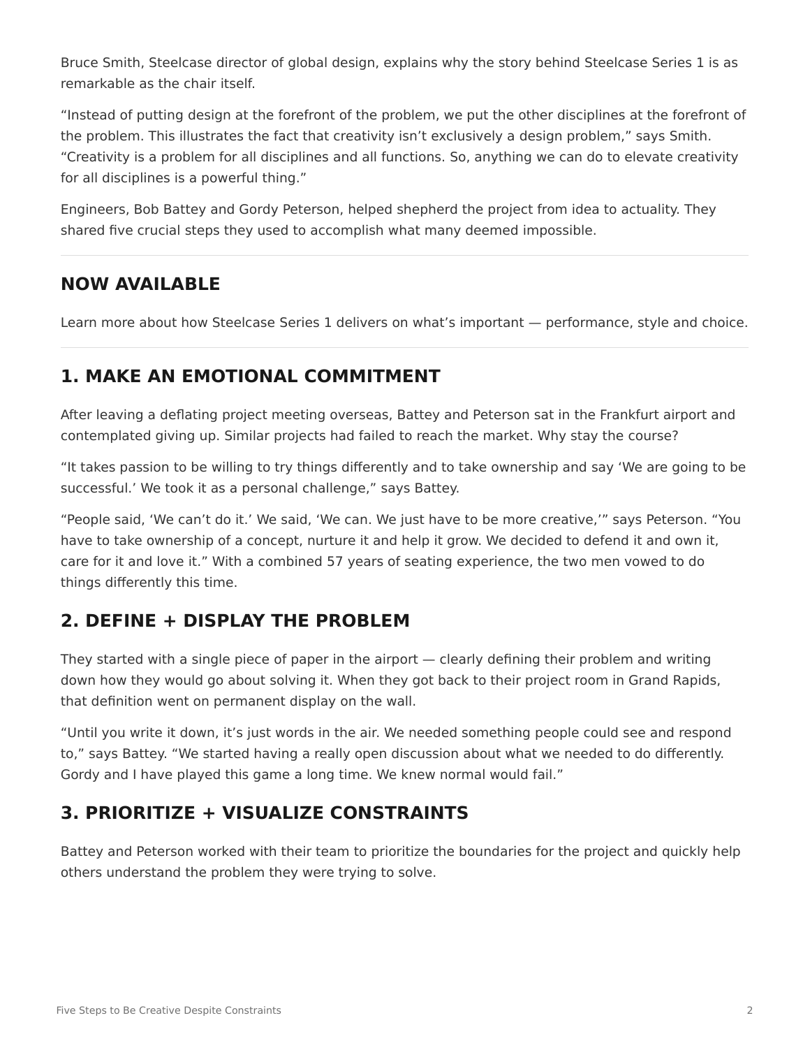Bruce Smith, Steelcase director of global design, explains why the story behind Steelcase Series 1 is as remarkable as the chair itself.

“Instead of putting design at the forefront of the problem, we put the other disciplines at the forefront of the problem. This illustrates the fact that creativity isn’t exclusively a design problem,” says Smith. “Creativity is a problem for all disciplines and all functions. So, anything we can do to elevate creativity for all disciplines is a powerful thing.”

Engineers, Bob Battey and Gordy Peterson, helped shepherd the project from idea to actuality. They shared five crucial steps they used to accomplish what many deemed impossible.

---

## NOW AVAILABLE

Learn more about how Steelcase Series 1 delivers on what’s important — performance, style and choice.

---

## 1. MAKE AN EMOTIONAL COMMITMENT

After leaving a deflating project meeting overseas, Battey and Peterson sat in the Frankfurt airport and contemplated giving up. Similar projects had failed to reach the market. Why stay the course?

“It takes passion to be willing to try things differently and to take ownership and say ‘We are going to be successful.’ We took it as a personal challenge,” says Battey.

“People said, ‘We can’t do it.’ We said, ‘We can. We just have to be more creative,’” says Peterson. “You have to take ownership of a concept, nurture it and help it grow. We decided to defend it and own it, care for it and love it.” With a combined 57 years of seating experience, the two men vowed to do things differently this time.

## 2. DEFINE + DISPLAY THE PROBLEM

They started with a single piece of paper in the airport — clearly defining their problem and writing down how they would go about solving it. When they got back to their project room in Grand Rapids, that definition went on permanent display on the wall.

“Until you write it down, it’s just words in the air. We needed something people could see and respond to,” says Battey. “We started having a really open discussion about what we needed to do differently. Gordy and I have played this game a long time. We knew normal would fail.”

## 3. PRIORITIZE + VISUALIZE CONSTRAINTS

Battey and Peterson worked with their team to prioritize the boundaries for the project and quickly help others understand the problem they were trying to solve.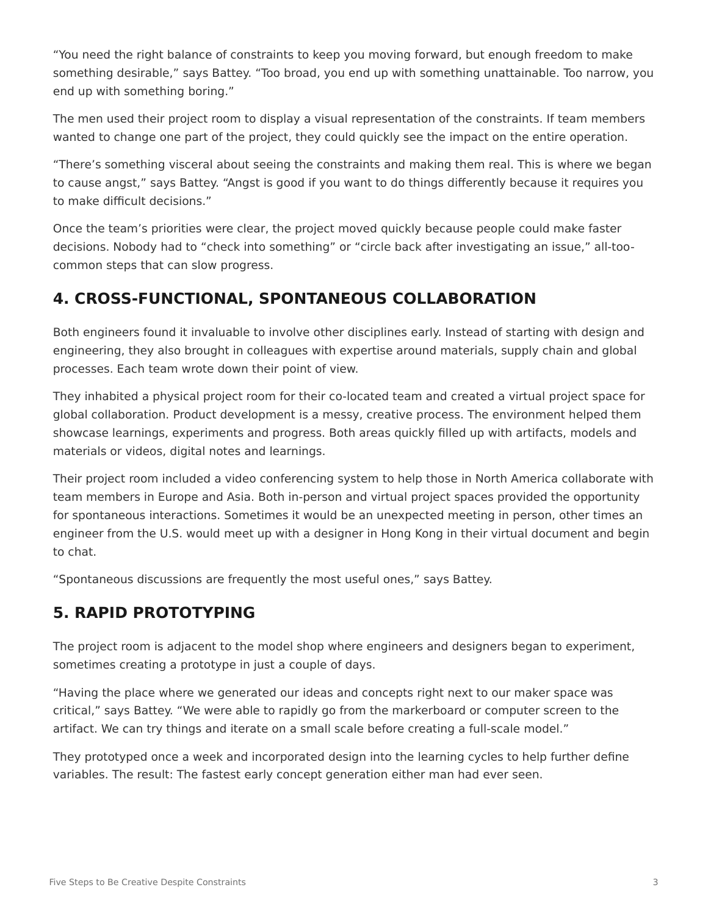"You need the right balance of constraints to keep you moving forward, but enough freedom to make something desirable," says Battey. "Too broad, you end up with something unattainable. Too narrow, you end up with something boring."

The men used their project room to display a visual representation of the constraints. If team members wanted to change one part of the project, they could quickly see the impact on the entire operation.

"There's something visceral about seeing the constraints and making them real. This is where we began to cause angst," says Battey. "Angst is good if you want to do things differently because it requires you to make difficult decisions."

Once the team's priorities were clear, the project moved quickly because people could make faster decisions. Nobody had to "check into something" or "circle back after investigating an issue," all-too-common steps that can slow progress.

## 4. CROSS-FUNCTIONAL, SPONTANEOUS COLLABORATION

Both engineers found it invaluable to involve other disciplines early. Instead of starting with design and engineering, they also brought in colleagues with expertise around materials, supply chain and global processes. Each team wrote down their point of view.

They inhabited a physical project room for their co-located team and created a virtual project space for global collaboration. Product development is a messy, creative process. The environment helped them showcase learnings, experiments and progress. Both areas quickly filled up with artifacts, models and materials or videos, digital notes and learnings.

Their project room included a video conferencing system to help those in North America collaborate with team members in Europe and Asia. Both in-person and virtual project spaces provided the opportunity for spontaneous interactions. Sometimes it would be an unexpected meeting in person, other times an engineer from the U.S. would meet up with a designer in Hong Kong in their virtual document and begin to chat.

"Spontaneous discussions are frequently the most useful ones," says Battey.

## 5. RAPID PROTOTYPING

The project room is adjacent to the model shop where engineers and designers began to experiment, sometimes creating a prototype in just a couple of days.

"Having the place where we generated our ideas and concepts right next to our maker space was critical," says Battey. "We were able to rapidly go from the markerboard or computer screen to the artifact. We can try things and iterate on a small scale before creating a full-scale model."

They prototyped once a week and incorporated design into the learning cycles to help further define variables. The result: The fastest early concept generation either man had ever seen.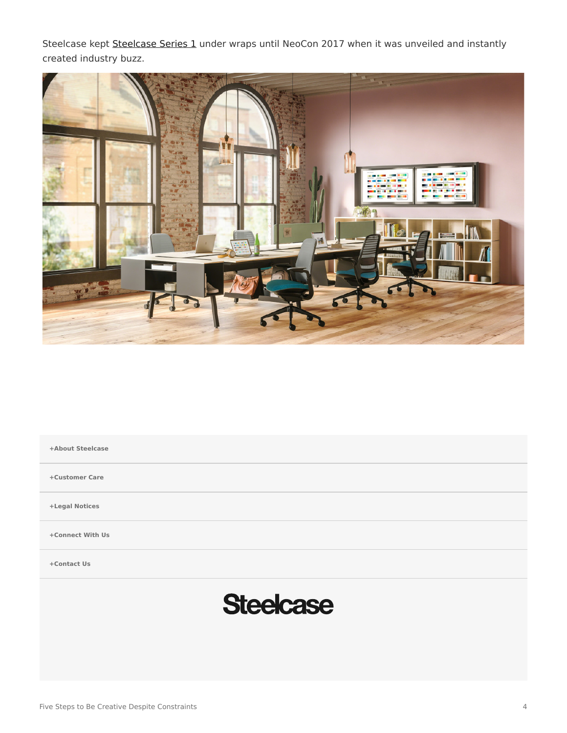Steelcase kept Steelcase Series 1 under wraps until NeoCon 2017 when it was unveiled and instantly created industry buzz.

+About Steelcase

+Customer Care

+Legal Notices

+Connect With Us

+Contact Us

Steelcase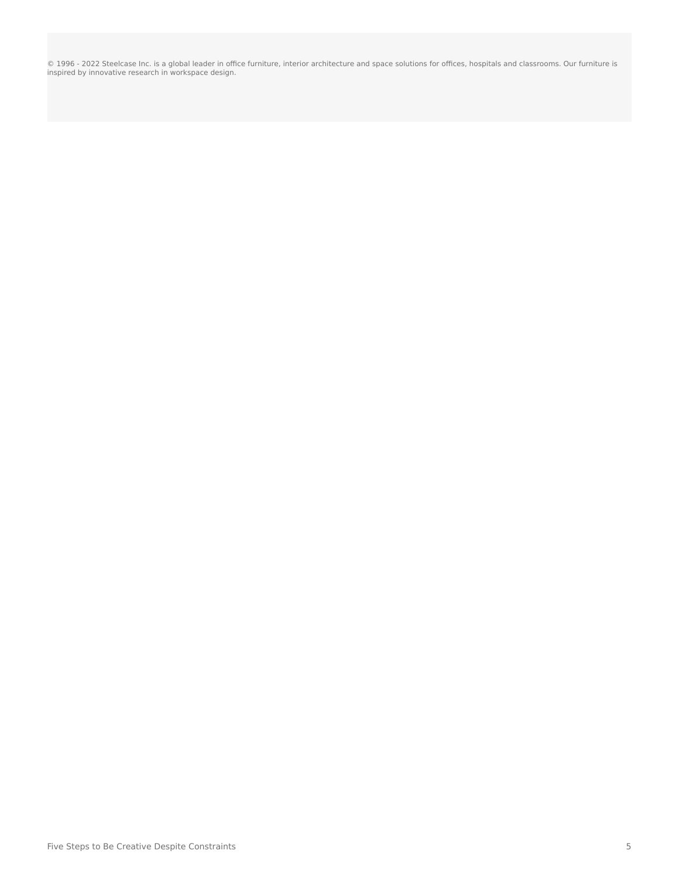© 1996 - 2022 Steelcase Inc. is a global leader in office furniture, interior architecture and space solutions for offices, hospitals and classrooms. Our furniture is inspired by innovative research in workspace design.